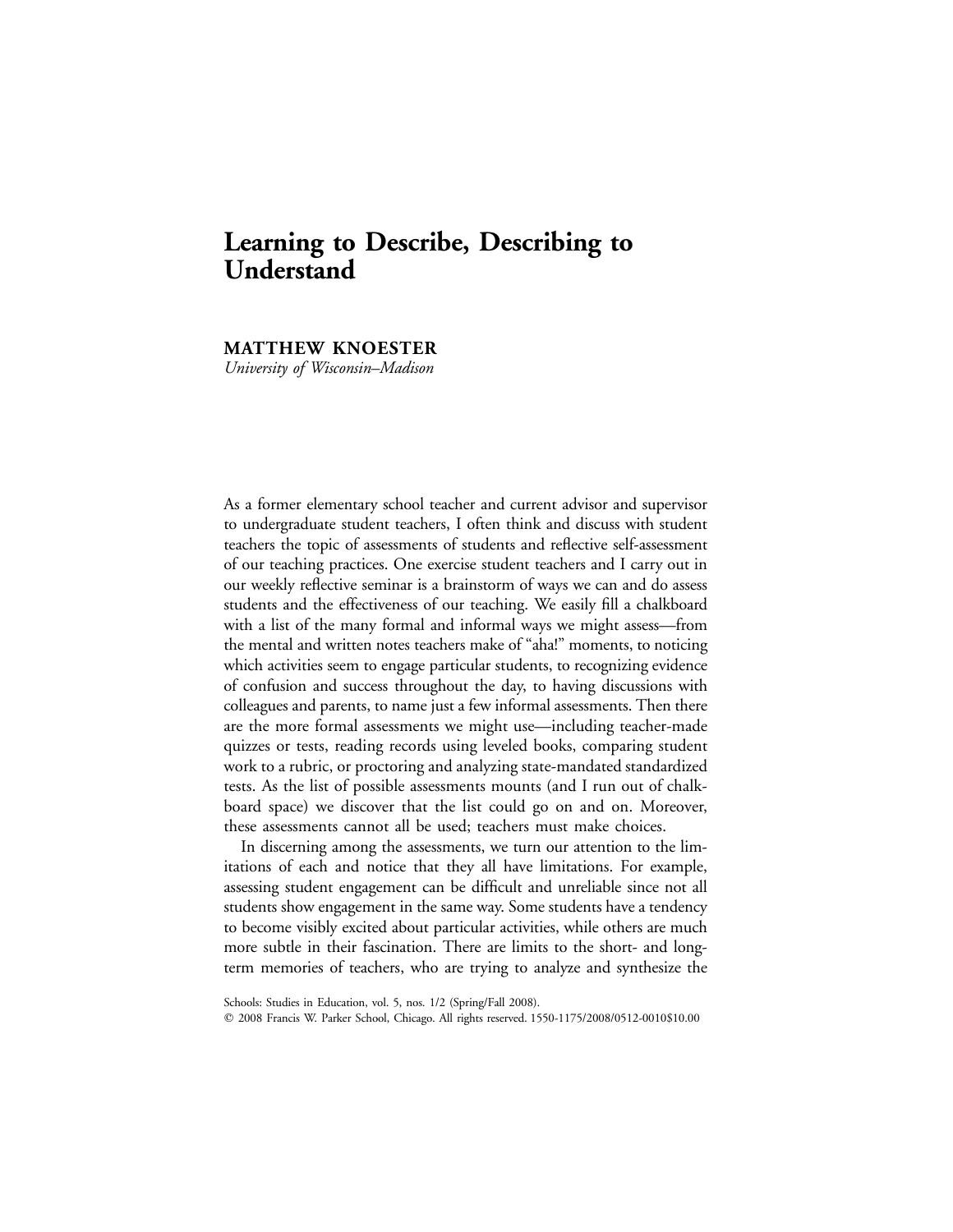# Learning to Describe, Describing to Understand

**MATTHEW KNOESTER**
*University of Wisconsin–Madison*

As a former elementary school teacher and current advisor and supervisor to undergraduate student teachers, I often think and discuss with student teachers the topic of assessments of students and reflective self-assessment of our teaching practices. One exercise student teachers and I carry out in our weekly reflective seminar is a brainstorm of ways we can and do assess students and the effectiveness of our teaching. We easily fill a chalkboard with a list of the many formal and informal ways we might assess—from the mental and written notes teachers make of "aha!" moments, to noticing which activities seem to engage particular students, to recognizing evidence of confusion and success throughout the day, to having discussions with colleagues and parents, to name just a few informal assessments. Then there are the more formal assessments we might use—including teacher-made quizzes or tests, reading records using leveled books, comparing student work to a rubric, or proctoring and analyzing state-mandated standardized tests. As the list of possible assessments mounts (and I run out of chalkboard space) we discover that the list could go on and on. Moreover, these assessments cannot all be used; teachers must make choices.

In discerning among the assessments, we turn our attention to the limitations of each and notice that they all have limitations. For example, assessing student engagement can be difficult and unreliable since not all students show engagement in the same way. Some students have a tendency to become visibly excited about particular activities, while others are much more subtle in their fascination. There are limits to the short- and long-term memories of teachers, who are trying to analyze and synthesize the

Schools: Studies in Education, vol. 5, nos. 1/2 (Spring/Fall 2008).
© 2008 Francis W. Parker School, Chicago. All rights reserved. 1550-1175/2008/0512-0010$10.00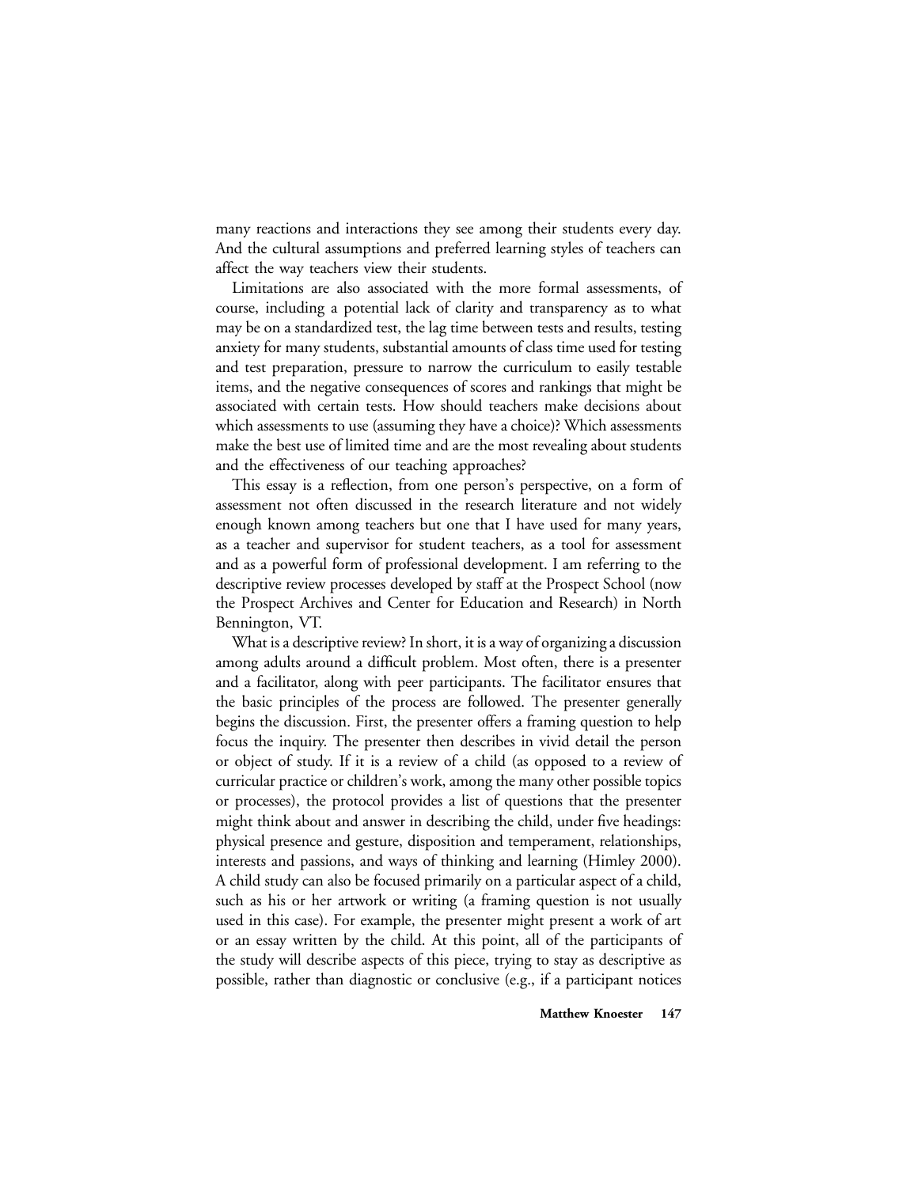many reactions and interactions they see among their students every day. And the cultural assumptions and preferred learning styles of teachers can affect the way teachers view their students.

Limitations are also associated with the more formal assessments, of course, including a potential lack of clarity and transparency as to what may be on a standardized test, the lag time between tests and results, testing anxiety for many students, substantial amounts of class time used for testing and test preparation, pressure to narrow the curriculum to easily testable items, and the negative consequences of scores and rankings that might be associated with certain tests. How should teachers make decisions about which assessments to use (assuming they have a choice)? Which assessments make the best use of limited time and are the most revealing about students and the effectiveness of our teaching approaches?

This essay is a reflection, from one person's perspective, on a form of assessment not often discussed in the research literature and not widely enough known among teachers but one that I have used for many years, as a teacher and supervisor for student teachers, as a tool for assessment and as a powerful form of professional development. I am referring to the descriptive review processes developed by staff at the Prospect School (now the Prospect Archives and Center for Education and Research) in North Bennington, VT.

What is a descriptive review? In short, it is a way of organizing a discussion among adults around a difficult problem. Most often, there is a presenter and a facilitator, along with peer participants. The facilitator ensures that the basic principles of the process are followed. The presenter generally begins the discussion. First, the presenter offers a framing question to help focus the inquiry. The presenter then describes in vivid detail the person or object of study. If it is a review of a child (as opposed to a review of curricular practice or children's work, among the many other possible topics or processes), the protocol provides a list of questions that the presenter might think about and answer in describing the child, under five headings: physical presence and gesture, disposition and temperament, relationships, interests and passions, and ways of thinking and learning (Himley 2000). A child study can also be focused primarily on a particular aspect of a child, such as his or her artwork or writing (a framing question is not usually used in this case). For example, the presenter might present a work of art or an essay written by the child. At this point, all of the participants of the study will describe aspects of this piece, trying to stay as descriptive as possible, rather than diagnostic or conclusive (e.g., if a participant notices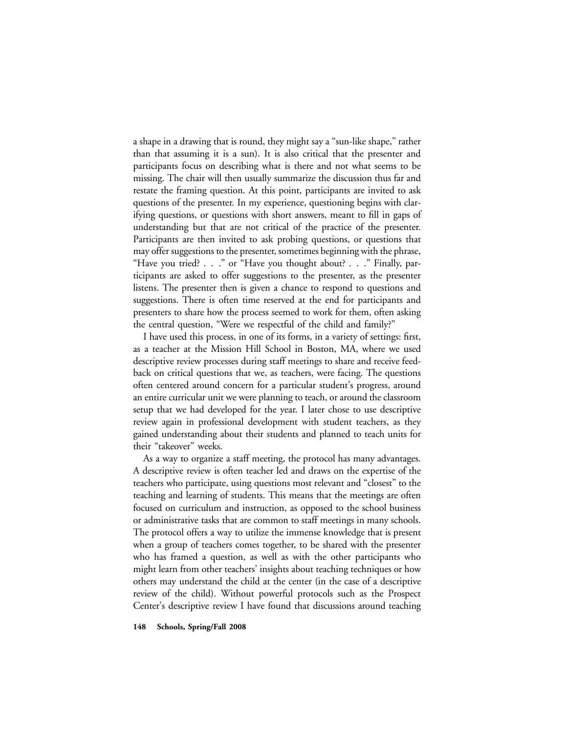a shape in a drawing that is round, they might say a "sun-like shape," rather than that assuming it is a sun). It is also critical that the presenter and participants focus on describing what is there and not what seems to be missing. The chair will then usually summarize the discussion thus far and restate the framing question. At this point, participants are invited to ask questions of the presenter. In my experience, questioning begins with clarifying questions, or questions with short answers, meant to fill in gaps of understanding but that are not critical of the practice of the presenter. Participants are then invited to ask probing questions, or questions that may offer suggestions to the presenter, sometimes beginning with the phrase, "Have you tried? . . ." or "Have you thought about? . . ." Finally, participants are asked to offer suggestions to the presenter, as the presenter listens. The presenter then is given a chance to respond to questions and suggestions. There is often time reserved at the end for participants and presenters to share how the process seemed to work for them, often asking the central question, "Were we respectful of the child and family?"

I have used this process, in one of its forms, in a variety of settings: first, as a teacher at the Mission Hill School in Boston, MA, where we used descriptive review processes during staff meetings to share and receive feedback on critical questions that we, as teachers, were facing. The questions often centered around concern for a particular student's progress, around an entire curricular unit we were planning to teach, or around the classroom setup that we had developed for the year. I later chose to use descriptive review again in professional development with student teachers, as they gained understanding about their students and planned to teach units for their "takeover" weeks.

As a way to organize a staff meeting, the protocol has many advantages. A descriptive review is often teacher led and draws on the expertise of the teachers who participate, using questions most relevant and "closest" to the teaching and learning of students. This means that the meetings are often focused on curriculum and instruction, as opposed to the school business or administrative tasks that are common to staff meetings in many schools. The protocol offers a way to utilize the immense knowledge that is present when a group of teachers comes together, to be shared with the presenter who has framed a question, as well as with the other participants who might learn from other teachers' insights about teaching techniques or how others may understand the child at the center (in the case of a descriptive review of the child). Without powerful protocols such as the Prospect Center's descriptive review I have found that discussions around teaching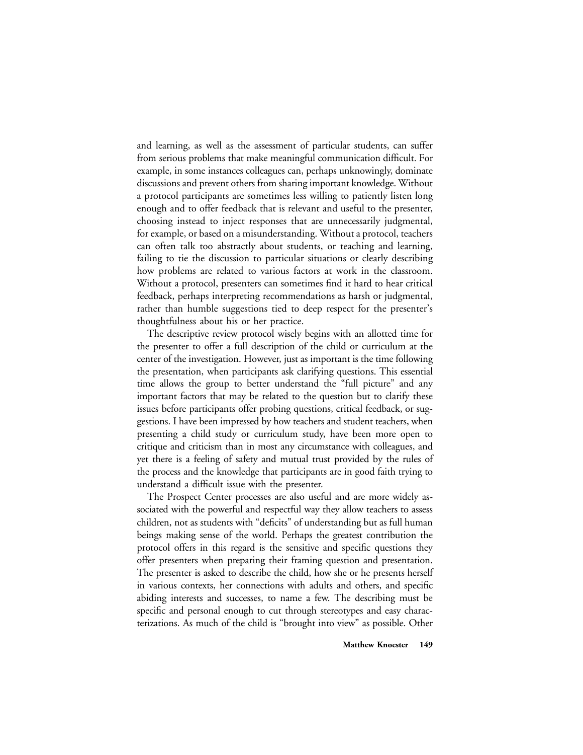and learning, as well as the assessment of particular students, can suffer from serious problems that make meaningful communication difficult. For example, in some instances colleagues can, perhaps unknowingly, dominate discussions and prevent others from sharing important knowledge. Without a protocol participants are sometimes less willing to patiently listen long enough and to offer feedback that is relevant and useful to the presenter, choosing instead to inject responses that are unnecessarily judgmental, for example, or based on a misunderstanding. Without a protocol, teachers can often talk too abstractly about students, or teaching and learning, failing to tie the discussion to particular situations or clearly describing how problems are related to various factors at work in the classroom. Without a protocol, presenters can sometimes find it hard to hear critical feedback, perhaps interpreting recommendations as harsh or judgmental, rather than humble suggestions tied to deep respect for the presenter's thoughtfulness about his or her practice.

The descriptive review protocol wisely begins with an allotted time for the presenter to offer a full description of the child or curriculum at the center of the investigation. However, just as important is the time following the presentation, when participants ask clarifying questions. This essential time allows the group to better understand the "full picture" and any important factors that may be related to the question but to clarify these issues before participants offer probing questions, critical feedback, or suggestions. I have been impressed by how teachers and student teachers, when presenting a child study or curriculum study, have been more open to critique and criticism than in most any circumstance with colleagues, and yet there is a feeling of safety and mutual trust provided by the rules of the process and the knowledge that participants are in good faith trying to understand a difficult issue with the presenter.

The Prospect Center processes are also useful and are more widely associated with the powerful and respectful way they allow teachers to assess children, not as students with "deficits" of understanding but as full human beings making sense of the world. Perhaps the greatest contribution the protocol offers in this regard is the sensitive and specific questions they offer presenters when preparing their framing question and presentation. The presenter is asked to describe the child, how she or he presents herself in various contexts, her connections with adults and others, and specific abiding interests and successes, to name a few. The describing must be specific and personal enough to cut through stereotypes and easy characterizations. As much of the child is "brought into view" as possible. Other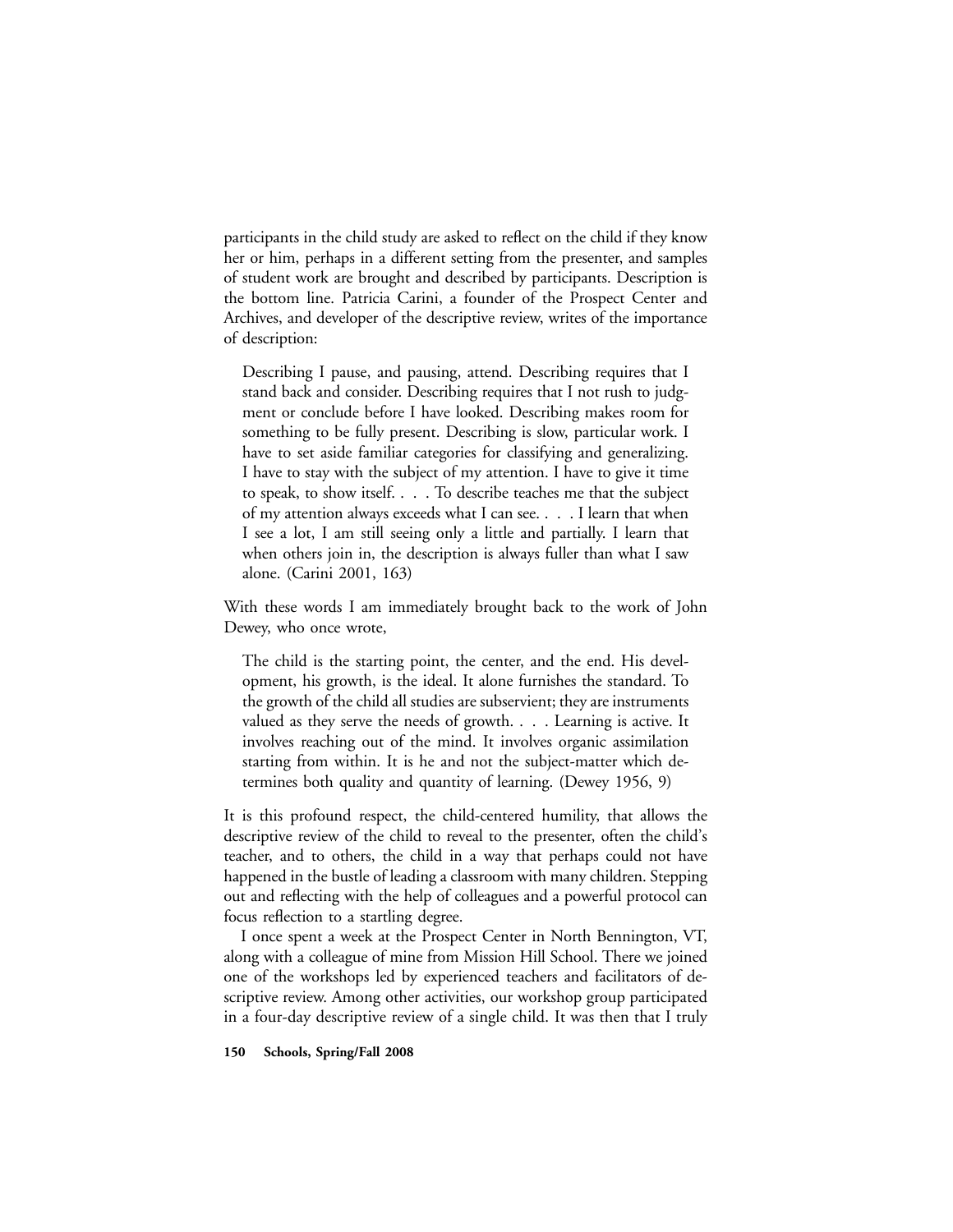participants in the child study are asked to reflect on the child if they know her or him, perhaps in a different setting from the presenter, and samples of student work are brought and described by participants. Description is the bottom line. Patricia Carini, a founder of the Prospect Center and Archives, and developer of the descriptive review, writes of the importance of description:

> Describing I pause, and pausing, attend. Describing requires that I stand back and consider. Describing requires that I not rush to judgment or conclude before I have looked. Describing makes room for something to be fully present. Describing is slow, particular work. I have to set aside familiar categories for classifying and generalizing. I have to stay with the subject of my attention. I have to give it time to speak, to show itself. . . . To describe teaches me that the subject of my attention always exceeds what I can see. . . . I learn that when I see a lot, I am still seeing only a little and partially. I learn that when others join in, the description is always fuller than what I saw alone. (Carini 2001, 163)

With these words I am immediately brought back to the work of John Dewey, who once wrote,

> The child is the starting point, the center, and the end. His development, his growth, is the ideal. It alone furnishes the standard. To the growth of the child all studies are subservient; they are instruments valued as they serve the needs of growth. . . . Learning is active. It involves reaching out of the mind. It involves organic assimilation starting from within. It is he and not the subject-matter which determines both quality and quantity of learning. (Dewey 1956, 9)

It is this profound respect, the child-centered humility, that allows the descriptive review of the child to reveal to the presenter, often the child's teacher, and to others, the child in a way that perhaps could not have happened in the bustle of leading a classroom with many children. Stepping out and reflecting with the help of colleagues and a powerful protocol can focus reflection to a startling degree.

I once spent a week at the Prospect Center in North Bennington, VT, along with a colleague of mine from Mission Hill School. There we joined one of the workshops led by experienced teachers and facilitators of descriptive review. Among other activities, our workshop group participated in a four-day descriptive review of a single child. It was then that I truly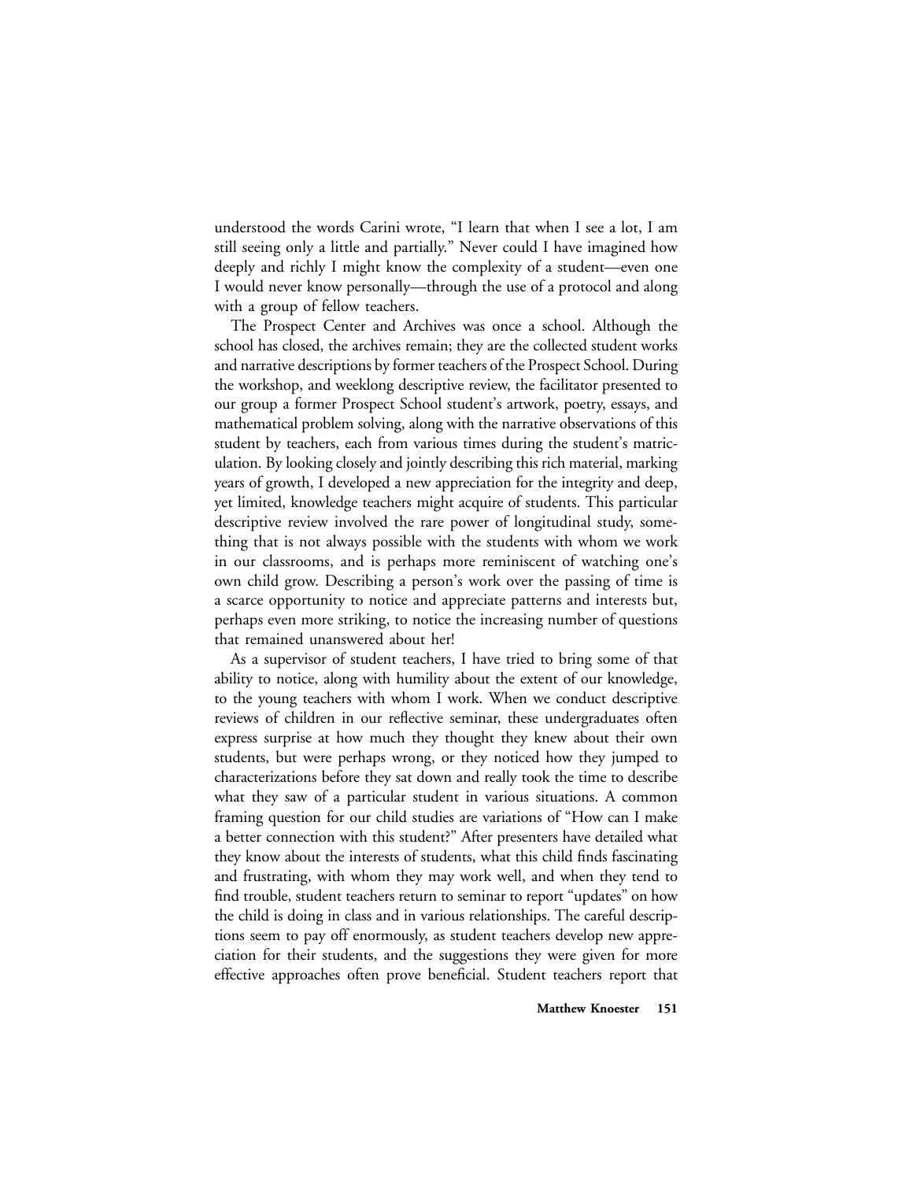understood the words Carini wrote, "I learn that when I see a lot, I am still seeing only a little and partially." Never could I have imagined how deeply and richly I might know the complexity of a student—even one I would never know personally—through the use of a protocol and along with a group of fellow teachers.

The Prospect Center and Archives was once a school. Although the school has closed, the archives remain; they are the collected student works and narrative descriptions by former teachers of the Prospect School. During the workshop, and weeklong descriptive review, the facilitator presented to our group a former Prospect School student's artwork, poetry, essays, and mathematical problem solving, along with the narrative observations of this student by teachers, each from various times during the student's matriculation. By looking closely and jointly describing this rich material, marking years of growth, I developed a new appreciation for the integrity and deep, yet limited, knowledge teachers might acquire of students. This particular descriptive review involved the rare power of longitudinal study, something that is not always possible with the students with whom we work in our classrooms, and is perhaps more reminiscent of watching one's own child grow. Describing a person's work over the passing of time is a scarce opportunity to notice and appreciate patterns and interests but, perhaps even more striking, to notice the increasing number of questions that remained unanswered about her!

As a supervisor of student teachers, I have tried to bring some of that ability to notice, along with humility about the extent of our knowledge, to the young teachers with whom I work. When we conduct descriptive reviews of children in our reflective seminar, these undergraduates often express surprise at how much they thought they knew about their own students, but were perhaps wrong, or they noticed how they jumped to characterizations before they sat down and really took the time to describe what they saw of a particular student in various situations. A common framing question for our child studies are variations of "How can I make a better connection with this student?" After presenters have detailed what they know about the interests of students, what this child finds fascinating and frustrating, with whom they may work well, and when they tend to find trouble, student teachers return to seminar to report "updates" on how the child is doing in class and in various relationships. The careful descriptions seem to pay off enormously, as student teachers develop new appreciation for their students, and the suggestions they were given for more effective approaches often prove beneficial. Student teachers report that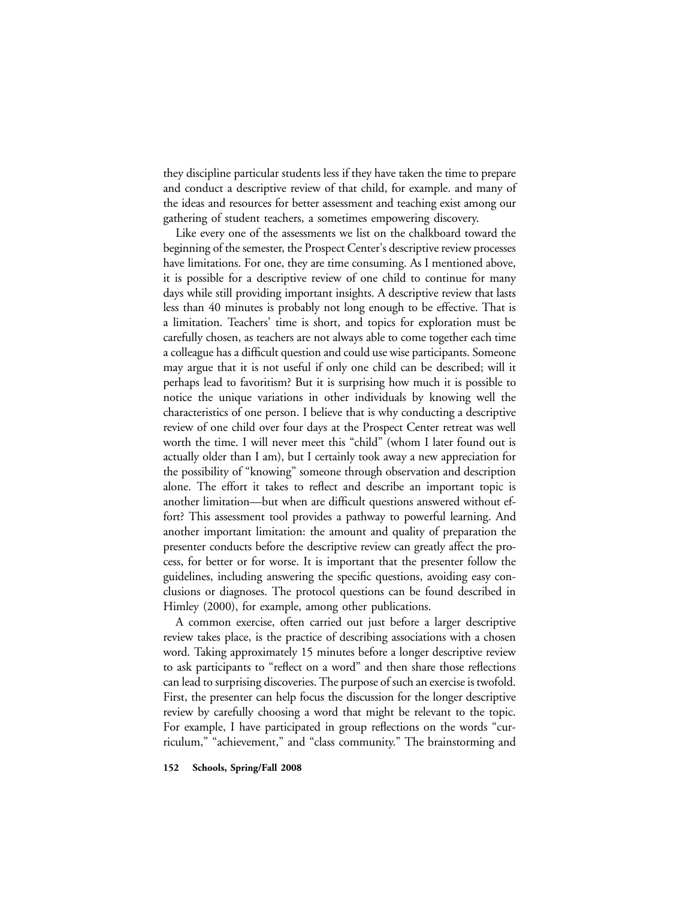they discipline particular students less if they have taken the time to prepare and conduct a descriptive review of that child, for example. and many of the ideas and resources for better assessment and teaching exist among our gathering of student teachers, a sometimes empowering discovery.

Like every one of the assessments we list on the chalkboard toward the beginning of the semester, the Prospect Center's descriptive review processes have limitations. For one, they are time consuming. As I mentioned above, it is possible for a descriptive review of one child to continue for many days while still providing important insights. A descriptive review that lasts less than 40 minutes is probably not long enough to be effective. That is a limitation. Teachers' time is short, and topics for exploration must be carefully chosen, as teachers are not always able to come together each time a colleague has a difficult question and could use wise participants. Someone may argue that it is not useful if only one child can be described; will it perhaps lead to favoritism? But it is surprising how much it is possible to notice the unique variations in other individuals by knowing well the characteristics of one person. I believe that is why conducting a descriptive review of one child over four days at the Prospect Center retreat was well worth the time. I will never meet this "child" (whom I later found out is actually older than I am), but I certainly took away a new appreciation for the possibility of "knowing" someone through observation and description alone. The effort it takes to reflect and describe an important topic is another limitation—but when are difficult questions answered without effort? This assessment tool provides a pathway to powerful learning. And another important limitation: the amount and quality of preparation the presenter conducts before the descriptive review can greatly affect the process, for better or for worse. It is important that the presenter follow the guidelines, including answering the specific questions, avoiding easy conclusions or diagnoses. The protocol questions can be found described in Himley (2000), for example, among other publications.

A common exercise, often carried out just before a larger descriptive review takes place, is the practice of describing associations with a chosen word. Taking approximately 15 minutes before a longer descriptive review to ask participants to "reflect on a word" and then share those reflections can lead to surprising discoveries. The purpose of such an exercise is twofold. First, the presenter can help focus the discussion for the longer descriptive review by carefully choosing a word that might be relevant to the topic. For example, I have participated in group reflections on the words "curriculum," "achievement," and "class community." The brainstorming and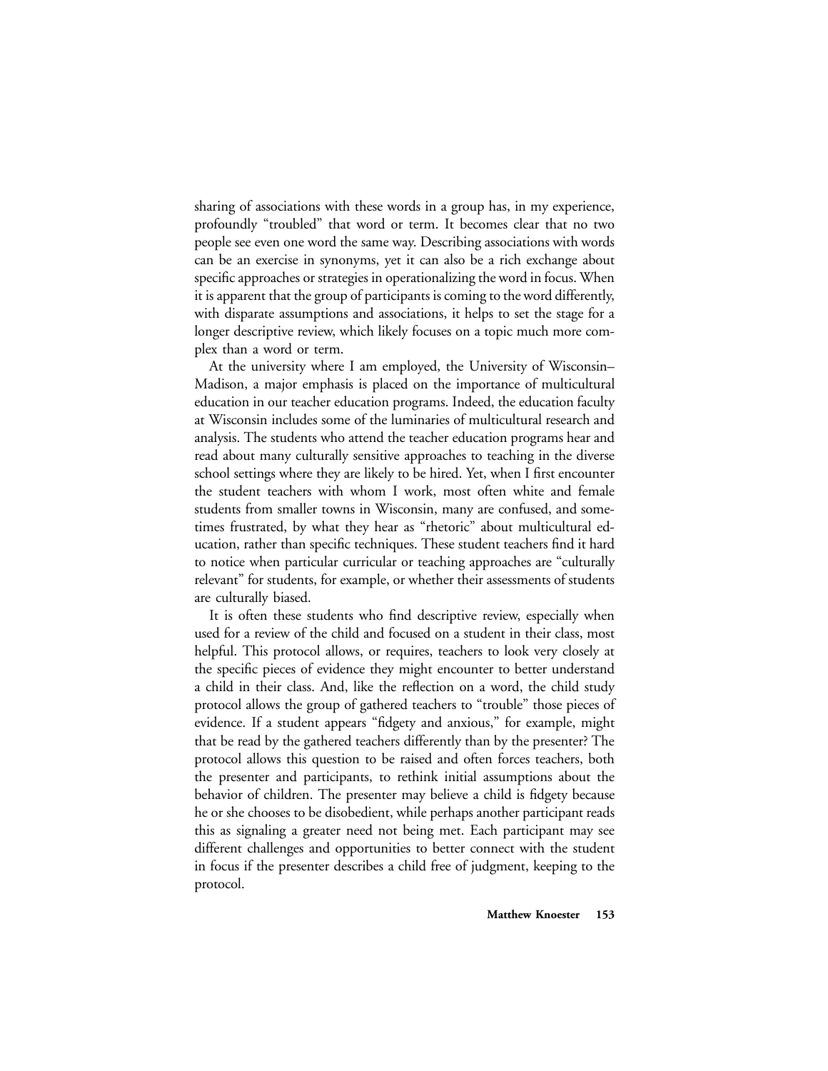sharing of associations with these words in a group has, in my experience, profoundly "troubled" that word or term. It becomes clear that no two people see even one word the same way. Describing associations with words can be an exercise in synonyms, yet it can also be a rich exchange about specific approaches or strategies in operationalizing the word in focus. When it is apparent that the group of participants is coming to the word differently, with disparate assumptions and associations, it helps to set the stage for a longer descriptive review, which likely focuses on a topic much more complex than a word or term.

At the university where I am employed, the University of Wisconsin–Madison, a major emphasis is placed on the importance of multicultural education in our teacher education programs. Indeed, the education faculty at Wisconsin includes some of the luminaries of multicultural research and analysis. The students who attend the teacher education programs hear and read about many culturally sensitive approaches to teaching in the diverse school settings where they are likely to be hired. Yet, when I first encounter the student teachers with whom I work, most often white and female students from smaller towns in Wisconsin, many are confused, and sometimes frustrated, by what they hear as "rhetoric" about multicultural education, rather than specific techniques. These student teachers find it hard to notice when particular curricular or teaching approaches are "culturally relevant" for students, for example, or whether their assessments of students are culturally biased.

It is often these students who find descriptive review, especially when used for a review of the child and focused on a student in their class, most helpful. This protocol allows, or requires, teachers to look very closely at the specific pieces of evidence they might encounter to better understand a child in their class. And, like the reflection on a word, the child study protocol allows the group of gathered teachers to "trouble" those pieces of evidence. If a student appears "fidgety and anxious," for example, might that be read by the gathered teachers differently than by the presenter? The protocol allows this question to be raised and often forces teachers, both the presenter and participants, to rethink initial assumptions about the behavior of children. The presenter may believe a child is fidgety because he or she chooses to be disobedient, while perhaps another participant reads this as signaling a greater need not being met. Each participant may see different challenges and opportunities to better connect with the student in focus if the presenter describes a child free of judgment, keeping to the protocol.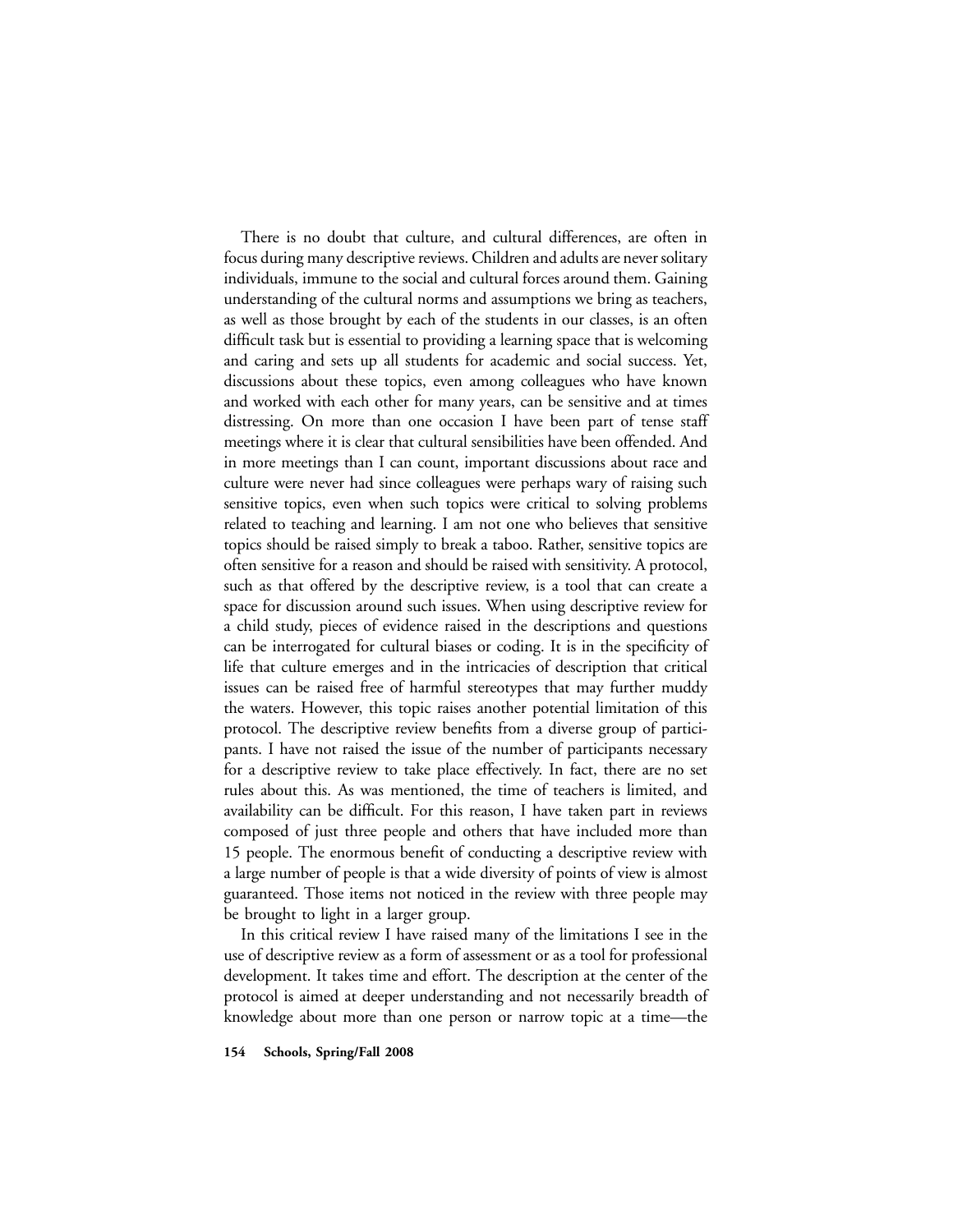There is no doubt that culture, and cultural differences, are often in focus during many descriptive reviews. Children and adults are never solitary individuals, immune to the social and cultural forces around them. Gaining understanding of the cultural norms and assumptions we bring as teachers, as well as those brought by each of the students in our classes, is an often difficult task but is essential to providing a learning space that is welcoming and caring and sets up all students for academic and social success. Yet, discussions about these topics, even among colleagues who have known and worked with each other for many years, can be sensitive and at times distressing. On more than one occasion I have been part of tense staff meetings where it is clear that cultural sensibilities have been offended. And in more meetings than I can count, important discussions about race and culture were never had since colleagues were perhaps wary of raising such sensitive topics, even when such topics were critical to solving problems related to teaching and learning. I am not one who believes that sensitive topics should be raised simply to break a taboo. Rather, sensitive topics are often sensitive for a reason and should be raised with sensitivity. A protocol, such as that offered by the descriptive review, is a tool that can create a space for discussion around such issues. When using descriptive review for a child study, pieces of evidence raised in the descriptions and questions can be interrogated for cultural biases or coding. It is in the specificity of life that culture emerges and in the intricacies of description that critical issues can be raised free of harmful stereotypes that may further muddy the waters. However, this topic raises another potential limitation of this protocol. The descriptive review benefits from a diverse group of participants. I have not raised the issue of the number of participants necessary for a descriptive review to take place effectively. In fact, there are no set rules about this. As was mentioned, the time of teachers is limited, and availability can be difficult. For this reason, I have taken part in reviews composed of just three people and others that have included more than 15 people. The enormous benefit of conducting a descriptive review with a large number of people is that a wide diversity of points of view is almost guaranteed. Those items not noticed in the review with three people may be brought to light in a larger group.

In this critical review I have raised many of the limitations I see in the use of descriptive review as a form of assessment or as a tool for professional development. It takes time and effort. The description at the center of the protocol is aimed at deeper understanding and not necessarily breadth of knowledge about more than one person or narrow topic at a time—the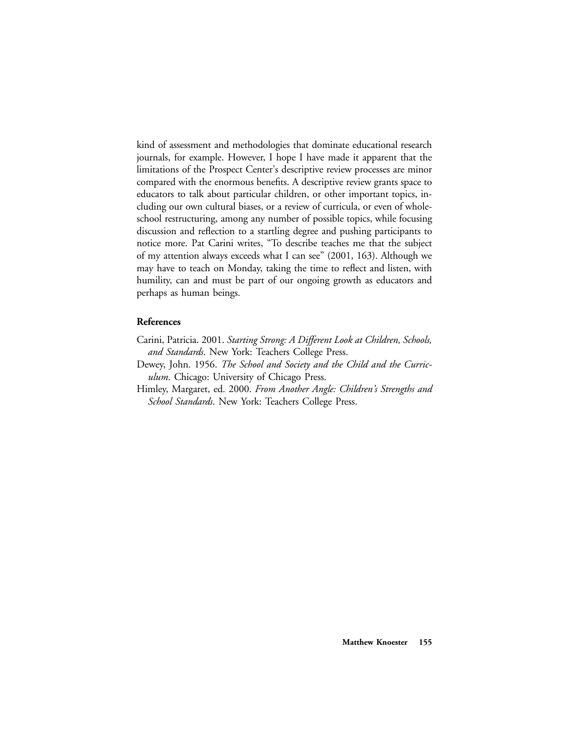kind of assessment and methodologies that dominate educational research journals, for example. However, I hope I have made it apparent that the limitations of the Prospect Center's descriptive review processes are minor compared with the enormous benefits. A descriptive review grants space to educators to talk about particular children, or other important topics, including our own cultural biases, or a review of curricula, or even of whole-school restructuring, among any number of possible topics, while focusing discussion and reflection to a startling degree and pushing participants to notice more. Pat Carini writes, "To describe teaches me that the subject of my attention always exceeds what I can see" (2001, 163). Although we may have to teach on Monday, taking the time to reflect and listen, with humility, can and must be part of our ongoing growth as educators and perhaps as human beings.

### References

Carini, Patricia. 2001. *Starting Strong: A Different Look at Children, Schools, and Standards*. New York: Teachers College Press.

Dewey, John. 1956. *The School and Society and the Child and the Curriculum*. Chicago: University of Chicago Press.

Himley, Margaret, ed. 2000. *From Another Angle: Children's Strengths and School Standards*. New York: Teachers College Press.